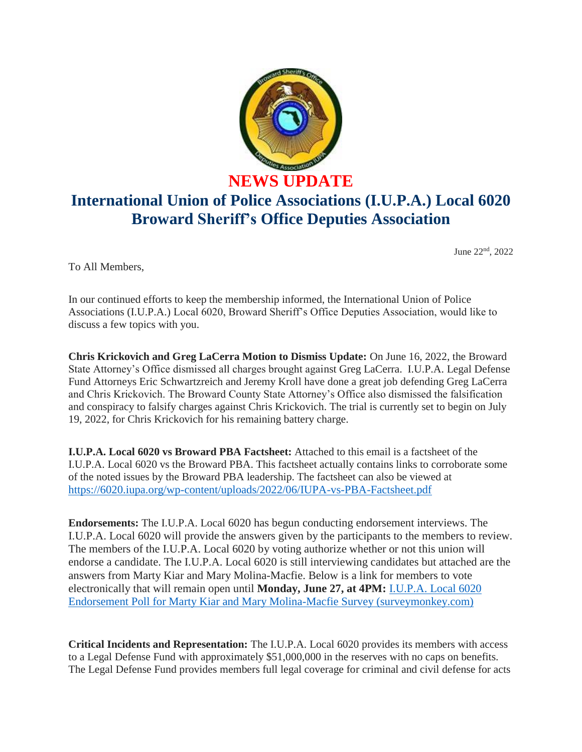# NEWS UPDATE

## International Union of Police Associations (I.U.P.A.) Local 6020 Broward Sheriff's Office Deputies Association

June 22nd, 2022

To All Members,

In our continued efforts to keep the membership informed, the International Union of Police Associations (I.U.P.A.) Local 6020, Broward Sheriff's Office Deputies Association, would like to discuss a few topics with you.

**Chris Krickovich and Greg LaCerra Motion to Dismiss Update:** On June 16, 2022, the Broward State Attorney's Office dismissed all charges brought against Greg LaCerra. I.U.P.A. Legal Defense Fund Attorneys Eric Schwartzreich and Jeremy Kroll have done a great job defending Greg LaCerra and Chris Krickovich. The Broward County State Attorney's Office also dismissed the falsification and conspiracy to falsify charges against Chris Krickovich. The trial is currently set to begin on July 19, 2022, for Chris Krickovich for his remaining battery charge.

**I.U.P.A. Local 6020 vs Broward PBA Factsheet:** Attached to this email is a factsheet of the I.U.P.A. Local 6020 vs the Broward PBA. This factsheet actually contains links to corroborate some of the noted issues by the Broward PBA leadership. The factsheet can also be viewed at https://6020.iupa.org/wp-content/uploads/2022/06/IUPA-vs-PBA-Factsheet.pdf

**Endorsements:** The I.U.P.A. Local 6020 has begun conducting endorsement interviews. The I.U.P.A. Local 6020 will provide the answers given by the participants to the members to review. The members of the I.U.P.A. Local 6020 by voting authorize whether or not this union will endorse a candidate. The I.U.P.A. Local 6020 is still interviewing candidates but attached are the answers from Marty Kiar and Mary Molina-Macfie. Below is a link for members to vote electronically that will remain open until **Monday, June 27, at 4PM:** I.U.P.A. Local 6020 Endorsement Poll for Marty Kiar and Mary Molina-Macfie Survey (surveymonkey.com)

**Critical Incidents and Representation:** The I.U.P.A. Local 6020 provides its members with access to a Legal Defense Fund with approximately $51,000,000 in the reserves with no caps on benefits. The Legal Defense Fund provides members full legal coverage for criminal and civil defense for acts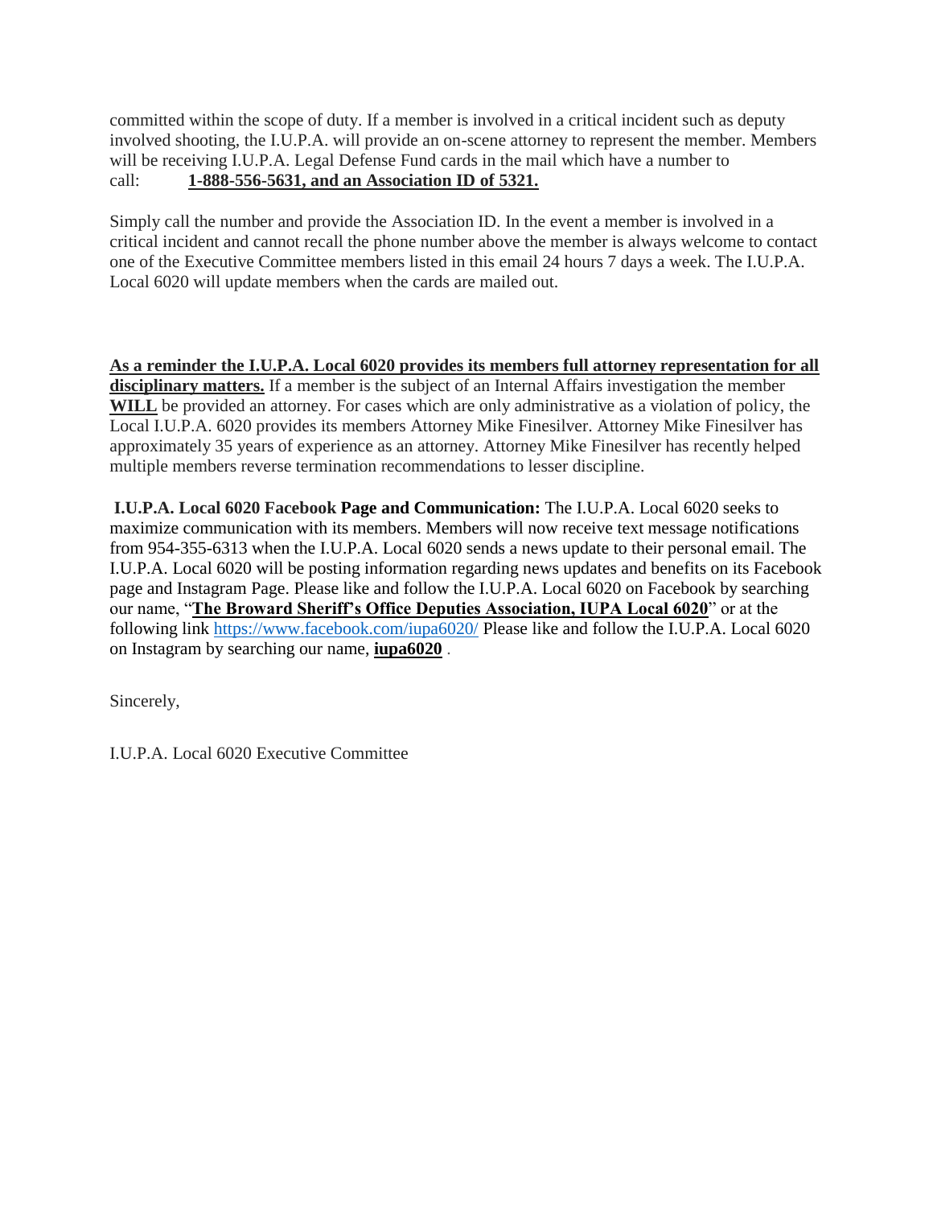committed within the scope of duty. If a member is involved in a critical incident such as deputy involved shooting, the I.U.P.A. will provide an on-scene attorney to represent the member. Members will be receiving I.U.P.A. Legal Defense Fund cards in the mail which have a number to call: **1-888-556-5631, and an Association ID of 5321.**

Simply call the number and provide the Association ID. In the event a member is involved in a critical incident and cannot recall the phone number above the member is always welcome to contact one of the Executive Committee members listed in this email 24 hours 7 days a week. The I.U.P.A. Local 6020 will update members when the cards are mailed out.

**As a reminder the I.U.P.A. Local 6020 provides its members full attorney representation for all disciplinary matters.** If a member is the subject of an Internal Affairs investigation the member **WILL** be provided an attorney. For cases which are only administrative as a violation of policy, the Local I.U.P.A. 6020 provides its members Attorney Mike Finesilver. Attorney Mike Finesilver has approximately 35 years of experience as an attorney. Attorney Mike Finesilver has recently helped multiple members reverse termination recommendations to lesser discipline.

**I.U.P.A. Local 6020 Facebook Page and Communication:** The I.U.P.A. Local 6020 seeks to maximize communication with its members. Members will now receive text message notifications from 954-355-6313 when the I.U.P.A. Local 6020 sends a news update to their personal email. The I.U.P.A. Local 6020 will be posting information regarding news updates and benefits on its Facebook page and Instagram Page. Please like and follow the I.U.P.A. Local 6020 on Facebook by searching our name, "**The Broward Sheriff's Office Deputies Association, IUPA Local 6020**" or at the following link https://www.facebook.com/iupa6020/ Please like and follow the I.U.P.A. Local 6020 on Instagram by searching our name, **iupa6020** .

Sincerely,

I.U.P.A. Local 6020 Executive Committee